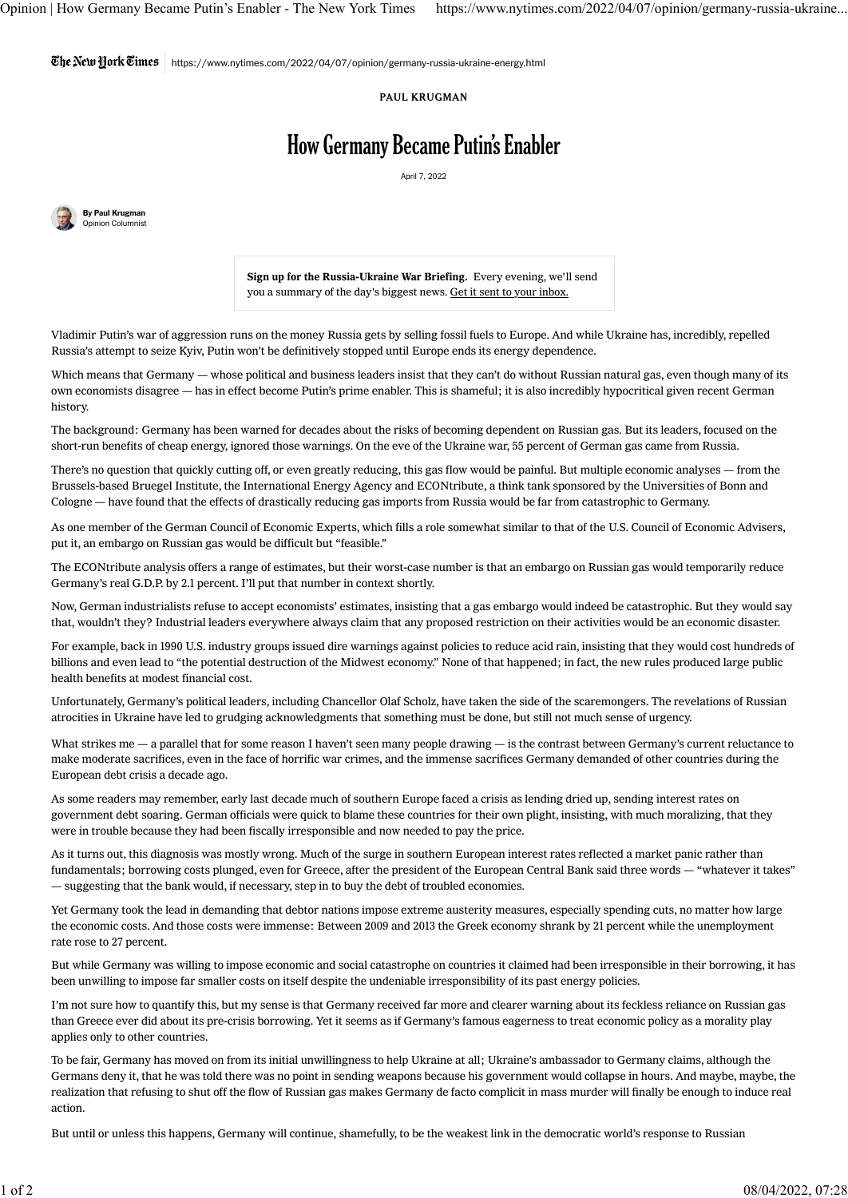https://www.nytimes.com/2022/04/07/opinion/germany-russia-ukraine-energy.html

PAUL KRUGMAN

# How Germany Became Putin's Enabler

April 7, 2022

**By Paul Krugman**
Opinion Columnist

**Sign up for the Russia-Ukraine War Briefing.** Every evening, we'll send you a summary of the day's biggest news. Get it sent to your inbox.

Vladimir Putin's war of aggression runs on the money Russia gets by selling fossil fuels to Europe. And while Ukraine has, incredibly, repelled Russia's attempt to seize Kyiv, Putin won't be definitively stopped until Europe ends its energy dependence.

Which means that Germany — whose political and business leaders insist that they can't do without Russian natural gas, even though many of its own economists disagree — has in effect become Putin's prime enabler. This is shameful; it is also incredibly hypocritical given recent German history.

The background: Germany has been warned for decades about the risks of becoming dependent on Russian gas. But its leaders, focused on the short-run benefits of cheap energy, ignored those warnings. On the eve of the Ukraine war, 55 percent of German gas came from Russia.

There's no question that quickly cutting off, or even greatly reducing, this gas flow would be painful. But multiple economic analyses — from the Brussels-based Bruegel Institute, the International Energy Agency and ECONtribute, a think tank sponsored by the Universities of Bonn and Cologne — have found that the effects of drastically reducing gas imports from Russia would be far from catastrophic to Germany.

As one member of the German Council of Economic Experts, which fills a role somewhat similar to that of the U.S. Council of Economic Advisers, put it, an embargo on Russian gas would be difficult but "feasible."

The ECONtribute analysis offers a range of estimates, but their worst-case number is that an embargo on Russian gas would temporarily reduce Germany's real G.D.P. by 2.1 percent. I'll put that number in context shortly.

Now, German industrialists refuse to accept economists' estimates, insisting that a gas embargo would indeed be catastrophic. But they would say that, wouldn't they? Industrial leaders everywhere always claim that any proposed restriction on their activities would be an economic disaster.

For example, back in 1990 U.S. industry groups issued dire warnings against policies to reduce acid rain, insisting that they would cost hundreds of billions and even lead to "the potential destruction of the Midwest economy." None of that happened; in fact, the new rules produced large public health benefits at modest financial cost.

Unfortunately, Germany's political leaders, including Chancellor Olaf Scholz, have taken the side of the scaremongers. The revelations of Russian atrocities in Ukraine have led to grudging acknowledgments that something must be done, but still not much sense of urgency.

What strikes me — a parallel that for some reason I haven't seen many people drawing — is the contrast between Germany's current reluctance to make moderate sacrifices, even in the face of horrific war crimes, and the immense sacrifices Germany demanded of other countries during the European debt crisis a decade ago.

As some readers may remember, early last decade much of southern Europe faced a crisis as lending dried up, sending interest rates on government debt soaring. German officials were quick to blame these countries for their own plight, insisting, with much moralizing, that they were in trouble because they had been fiscally irresponsible and now needed to pay the price.

As it turns out, this diagnosis was mostly wrong. Much of the surge in southern European interest rates reflected a market panic rather than fundamentals; borrowing costs plunged, even for Greece, after the president of the European Central Bank said three words — "whatever it takes" — suggesting that the bank would, if necessary, step in to buy the debt of troubled economies.

Yet Germany took the lead in demanding that debtor nations impose extreme austerity measures, especially spending cuts, no matter how large the economic costs. And those costs were immense: Between 2009 and 2013 the Greek economy shrank by 21 percent while the unemployment rate rose to 27 percent.

But while Germany was willing to impose economic and social catastrophe on countries it claimed had been irresponsible in their borrowing, it has been unwilling to impose far smaller costs on itself despite the undeniable irresponsibility of its past energy policies.

I'm not sure how to quantify this, but my sense is that Germany received far more and clearer warning about its feckless reliance on Russian gas than Greece ever did about its pre-crisis borrowing. Yet it seems as if Germany's famous eagerness to treat economic policy as a morality play applies only to other countries.

To be fair, Germany has moved on from its initial unwillingness to help Ukraine at all; Ukraine's ambassador to Germany claims, although the Germans deny it, that he was told there was no point in sending weapons because his government would collapse in hours. And maybe, maybe, the realization that refusing to shut off the flow of Russian gas makes Germany de facto complicit in mass murder will finally be enough to induce real action.

But until or unless this happens, Germany will continue, shamefully, to be the weakest link in the democratic world's response to Russian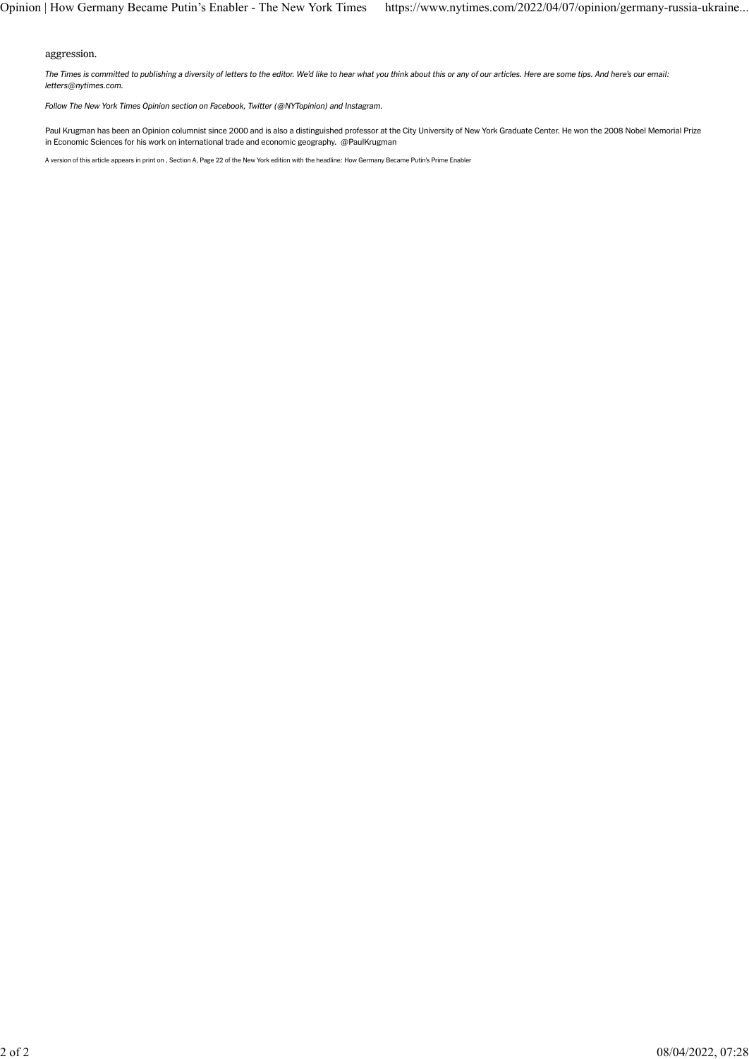aggression.

*The Times is committed to publishing a diversity of letters to the editor. We'd like to hear what you think about this or any of our articles. Here are some tips. And here's our email: letters@nytimes.com.*

*Follow The New York Times Opinion section on Facebook, Twitter (@NYTopinion) and Instagram.*

Paul Krugman has been an Opinion columnist since 2000 and is also a distinguished professor at the City University of New York Graduate Center. He won the 2008 Nobel Memorial Prize in Economic Sciences for his work on international trade and economic geography. @PaulKrugman

A version of this article appears in print on , Section A, Page 22 of the New York edition with the headline: How Germany Became Putin's Prime Enabler